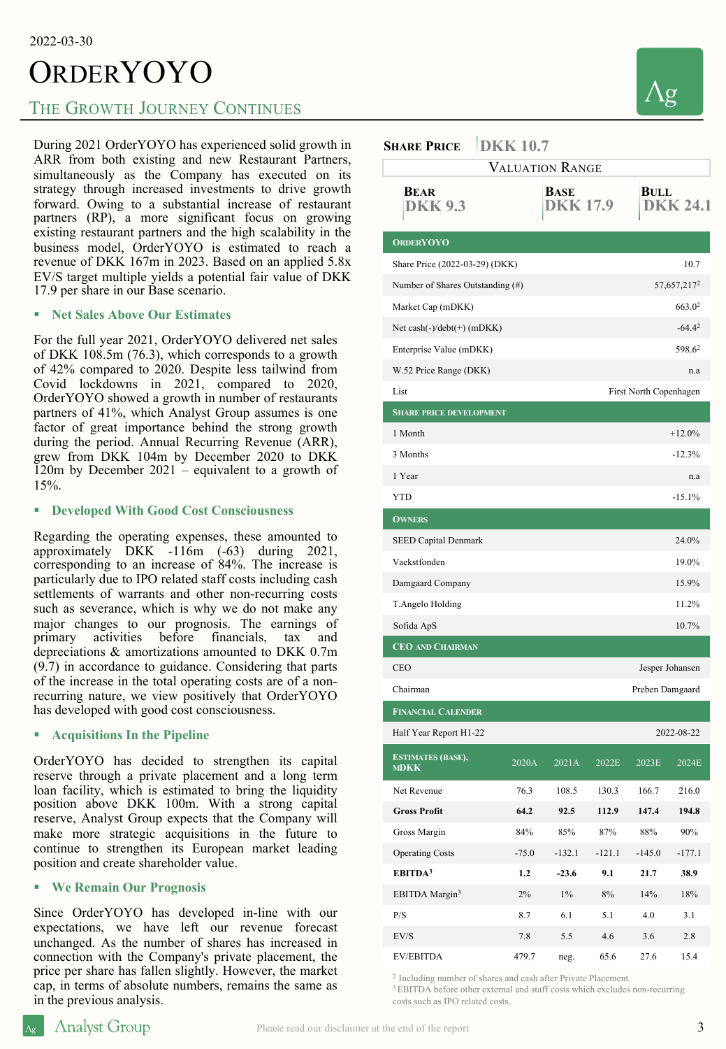2022-03-30

# OrderYOYO

## The Growth Journey Continues

During 2021 OrderYOYO has experienced solid growth in ARR from both existing and new Restaurant Partners, simultaneously as the Company has executed on its strategy through increased investments to drive growth forward. Owing to a substantial increase of restaurant partners (RP), a more significant focus on growing existing restaurant partners and the high scalability in the business model, OrderYOYO is estimated to reach a revenue of DKK 167m in 2023. Based on an applied 5.8x EV/S target multiple yields a potential fair value of DKK 17.9 per share in our Base scenario.

### Net Sales Above Our Estimates

For the full year 2021, OrderYOYO delivered net sales of DKK 108.5m (76.3), which corresponds to a growth of 42% compared to 2020. Despite less tailwind from Covid lockdowns in 2021, compared to 2020, OrderYOYO showed a growth in number of restaurants partners of 41%, which Analyst Group assumes is one factor of great importance behind the strong growth during the period. Annual Recurring Revenue (ARR), grew from DKK 104m by December 2020 to DKK 120m by December 2021 – equivalent to a growth of 15%.

### Developed With Good Cost Consciousness

Regarding the operating expenses, these amounted to approximately DKK -116m (-63) during 2021, corresponding to an increase of 84%. The increase is particularly due to IPO related staff costs including cash settlements of warrants and other non-recurring costs such as severance, which is why we do not make any major changes to our prognosis. The earnings of primary activities before financials, tax and depreciations & amortizations amounted to DKK 0.7m (9.7) in accordance to guidance. Considering that parts of the increase in the total operating costs are of a non-recurring nature, we view positively that OrderYOYO has developed with good cost consciousness.

### Acquisitions In the Pipeline

OrderYOYO has decided to strengthen its capital reserve through a private placement and a long term loan facility, which is estimated to bring the liquidity position above DKK 100m. With a strong capital reserve, Analyst Group expects that the Company will make more strategic acquisitions in the future to continue to strengthen its European market leading position and create shareholder value.

### We Remain Our Prognosis

Since OrderYOYO has developed in-line with our expectations, we have left our revenue forecast unchanged. As the number of shares has increased in connection with the Company's private placement, the price per share has fallen slightly. However, the market cap, in terms of absolute numbers, remains the same as in the previous analysis.

**Share Price** DKK 10.7

| Valuation Range | | |
|---|---|---|
| **Bear** | **Base** | **Bull** |
| DKK 9.3 | DKK 17.9 | DKK 24.1 |

| **OrderYOYO** | |
|---|---|
| Share Price (2022-03-29) (DKK) | 10.7 |
| Number of Shares Outstanding (#) | 57,657,217[2] |
| Market Cap (mDKK) | 663.0[2] |
| Net cash(-)/debt(+) (mDKK) | -64.4[2] |
| Enterprise Value (mDKK) | 598.6[2] |
| W.52 Price Range (DKK) | n.a |
| List | First North Copenhagen |
| **Share Price Development** | |
| 1 Month | +12.0% |
| 3 Months | -12.3% |
| 1 Year | n.a |
| YTD | -15.1% |
| **Owners** | |
| SEED Capital Denmark | 24.0% |
| Vaekstfonden | 19.0% |
| Damgaard Company | 15.9% |
| T.Angelo Holding | 11.2% |
| Sofida ApS | 10.7% |
| **CEO and Chairman** | |
| CEO | Jesper Johansen |
| Chairman | Preben Damgaard |
| **Financial Calender** | |
| Half Year Report H1-22 | 2022-08-22 |

| **Estimates (Base), mDKK** | 2020A | 2021A | 2022E | 2023E | 2024E |
|---|---|---|---|---|---|
| Net Revenue | 76.3 | 108.5 | 130.3 | 166.7 | 216.0 |
| **Gross Profit** | **64.2** | **92.5** | **112.9** | **147.4** | **194.8** |
| Gross Margin | 84% | 85% | 87% | 88% | 90% |
| Operating Costs | -75.0 | -132.1 | -121.1 | -145.0 | -177.1 |
| **EBITDA[3]** | **1.2** | **-23.6** | **9.1** | **21.7** | **38.9** |
| EBITDA Margin[3] | 2% | 1% | 8% | 14% | 18% |
| P/S | 8.7 | 6.1 | 5.1 | 4.0 | 3.1 |
| EV/S | 7.8 | 5.5 | 4.6 | 3.6 | 2.8 |
| EV/EBITDA | 479.7 | neg. | 65.6 | 27.6 | 15.4 |

[2] Including number of shares and cash after Private Placement.
[3] EBITDA before other external and staff costs which excludes non-recurring costs such as IPO related costs.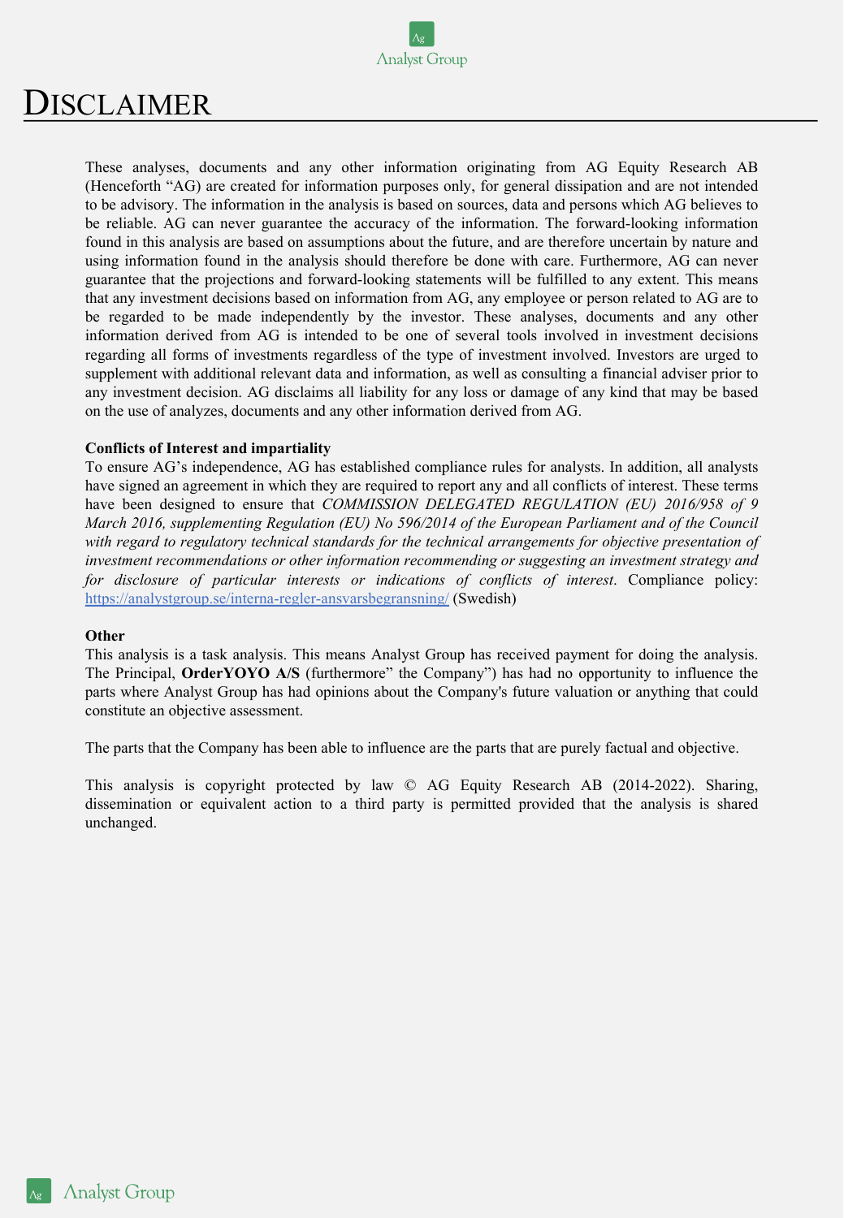# Disclaimer

These analyses, documents and any other information originating from AG Equity Research AB (Henceforth "AG") are created for information purposes only, for general dissipation and are not intended to be advisory. The information in the analysis is based on sources, data and persons which AG believes to be reliable. AG can never guarantee the accuracy of the information. The forward-looking information found in this analysis are based on assumptions about the future, and are therefore uncertain by nature and using information found in the analysis should therefore be done with care. Furthermore, AG can never guarantee that the projections and forward-looking statements will be fulfilled to any extent. This means that any investment decisions based on information from AG, any employee or person related to AG are to be regarded to be made independently by the investor. These analyses, documents and any other information derived from AG is intended to be one of several tools involved in investment decisions regarding all forms of investments regardless of the type of investment involved. Investors are urged to supplement with additional relevant data and information, as well as consulting a financial adviser prior to any investment decision. AG disclaims all liability for any loss or damage of any kind that may be based on the use of analyzes, documents and any other information derived from AG.

**Conflicts of Interest and impartiality**

To ensure AG's independence, AG has established compliance rules for analysts. In addition, all analysts have signed an agreement in which they are required to report any and all conflicts of interest. These terms have been designed to ensure that *COMMISSION DELEGATED REGULATION (EU) 2016/958 of 9 March 2016, supplementing Regulation (EU) No 596/2014 of the European Parliament and of the Council with regard to regulatory technical standards for the technical arrangements for objective presentation of investment recommendations or other information recommending or suggesting an investment strategy and for disclosure of particular interests or indications of conflicts of interest*. Compliance policy: [https://analystgroup.se/interna-regler-ansvarsbegransning/](https://analystgroup.se/interna-regler-ansvarsbegransning/) (Swedish)

**Other**

This analysis is a task analysis. This means Analyst Group has received payment for doing the analysis. The Principal, **OrderYOYO A/S** (furthermore" the Company") has had no opportunity to influence the parts where Analyst Group has had opinions about the Company's future valuation or anything that could constitute an objective assessment.

The parts that the Company has been able to influence are the parts that are purely factual and objective.

This analysis is copyright protected by law © AG Equity Research AB (2014-2022). Sharing, dissemination or equivalent action to a third party is permitted provided that the analysis is shared unchanged.